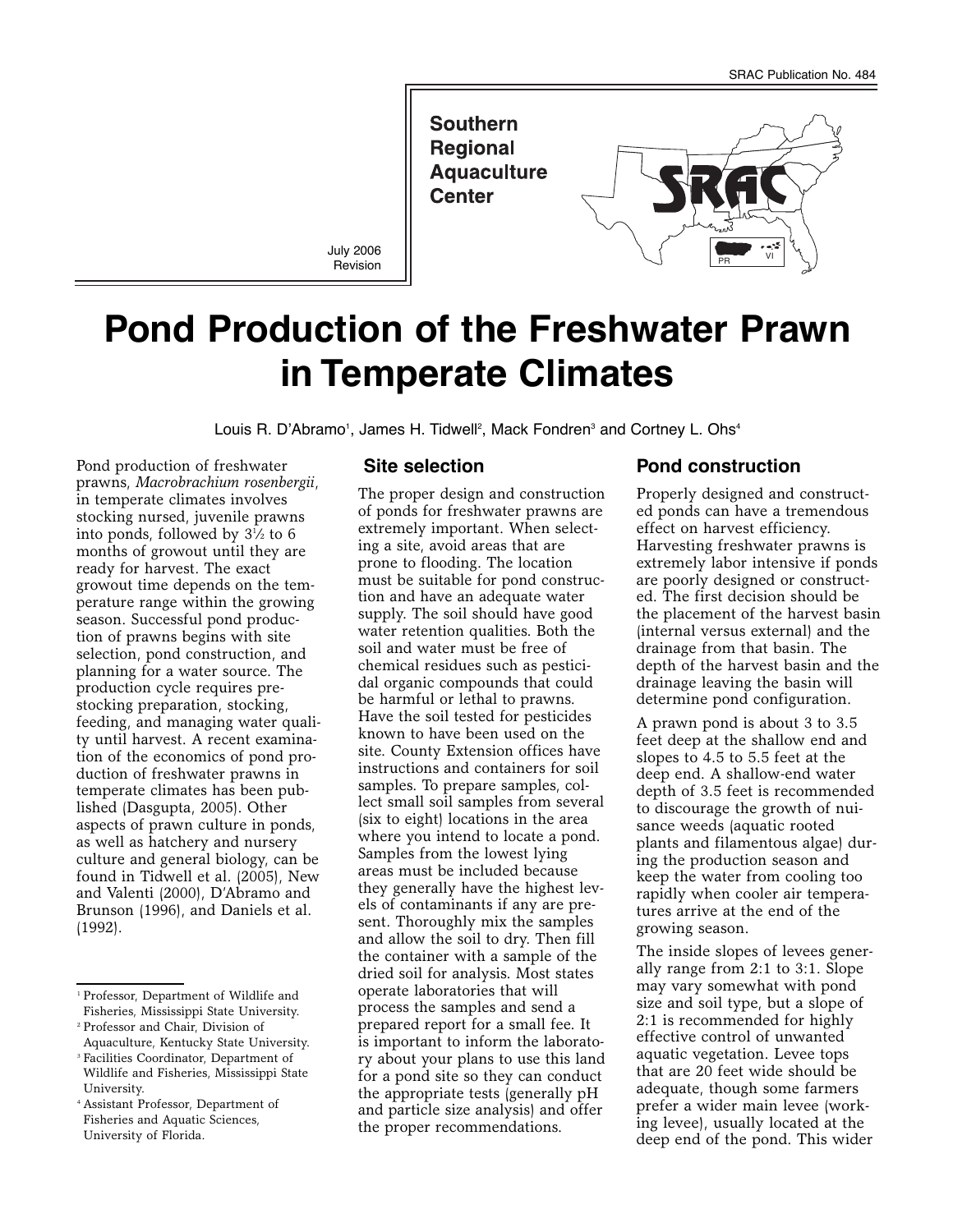SRAC Publication No. 484

**Southern Regional Aquaculture Center**

July 2006 Revision

# Pond Production of the Freshwater Prawn in Temperate Climates

Louis R. D'Abramo[1], James H. Tidwell[2], Mack Fondren[3] and Cortney L. Ohs[4]

Pond production of freshwater prawns, *Macrobrachium rosenbergii*, in temperate climates involves stocking nursed, juvenile prawns into ponds, followed by 3½ to 6 months of growout until they are ready for harvest. The exact growout time depends on the temperature range within the growing season. Successful pond production of prawns begins with site selection, pond construction, and planning for a water source. The production cycle requires prestocking preparation, stocking, feeding, and managing water quality until harvest. A recent examination of the economics of pond production of freshwater prawns in temperate climates has been published (Dasgupta, 2005). Other aspects of prawn culture in ponds, as well as hatchery and nursery culture and general biology, can be found in Tidwell et al. (2005), New and Valenti (2000), D'Abramo and Brunson (1996), and Daniels et al. (1992).

[1] Professor, Department of Wildlife and Fisheries, Mississippi State University.

[2] Professor and Chair, Division of Aquaculture, Kentucky State University.

[3] Facilities Coordinator, Department of Wildlife and Fisheries, Mississippi State University.

[4] Assistant Professor, Department of Fisheries and Aquatic Sciences, University of Florida.

## Site selection

The proper design and construction of ponds for freshwater prawns are extremely important. When selecting a site, avoid areas that are prone to flooding. The location must be suitable for pond construction and have an adequate water supply. The soil should have good water retention qualities. Both the soil and water must be free of chemical residues such as pesticidal organic compounds that could be harmful or lethal to prawns. Have the soil tested for pesticides known to have been used on the site. County Extension offices have instructions and containers for soil samples. To prepare samples, collect small soil samples from several (six to eight) locations in the area where you intend to locate a pond. Samples from the lowest lying areas must be included because they generally have the highest levels of contaminants if any are present. Thoroughly mix the samples and allow the soil to dry. Then fill the container with a sample of the dried soil for analysis. Most states operate laboratories that will process the samples and send a prepared report for a small fee. It is important to inform the laboratory about your plans to use this land for a pond site so they can conduct the appropriate tests (generally pH and particle size analysis) and offer the proper recommendations.

## Pond construction

Properly designed and constructed ponds can have a tremendous effect on harvest efficiency. Harvesting freshwater prawns is extremely labor intensive if ponds are poorly designed or constructed. The first decision should be the placement of the harvest basin (internal versus external) and the drainage from that basin. The depth of the harvest basin and the drainage leaving the basin will determine pond configuration.

A prawn pond is about 3 to 3.5 feet deep at the shallow end and slopes to 4.5 to 5.5 feet at the deep end. A shallow-end water depth of 3.5 feet is recommended to discourage the growth of nuisance weeds (aquatic rooted plants and filamentous algae) during the production season and keep the water from cooling too rapidly when cooler air temperatures arrive at the end of the growing season.

The inside slopes of levees generally range from 2:1 to 3:1. Slope may vary somewhat with pond size and soil type, but a slope of 2:1 is recommended for highly effective control of unwanted aquatic vegetation. Levee tops that are 20 feet wide should be adequate, though some farmers prefer a wider main levee (working levee), usually located at the deep end of the pond. This wider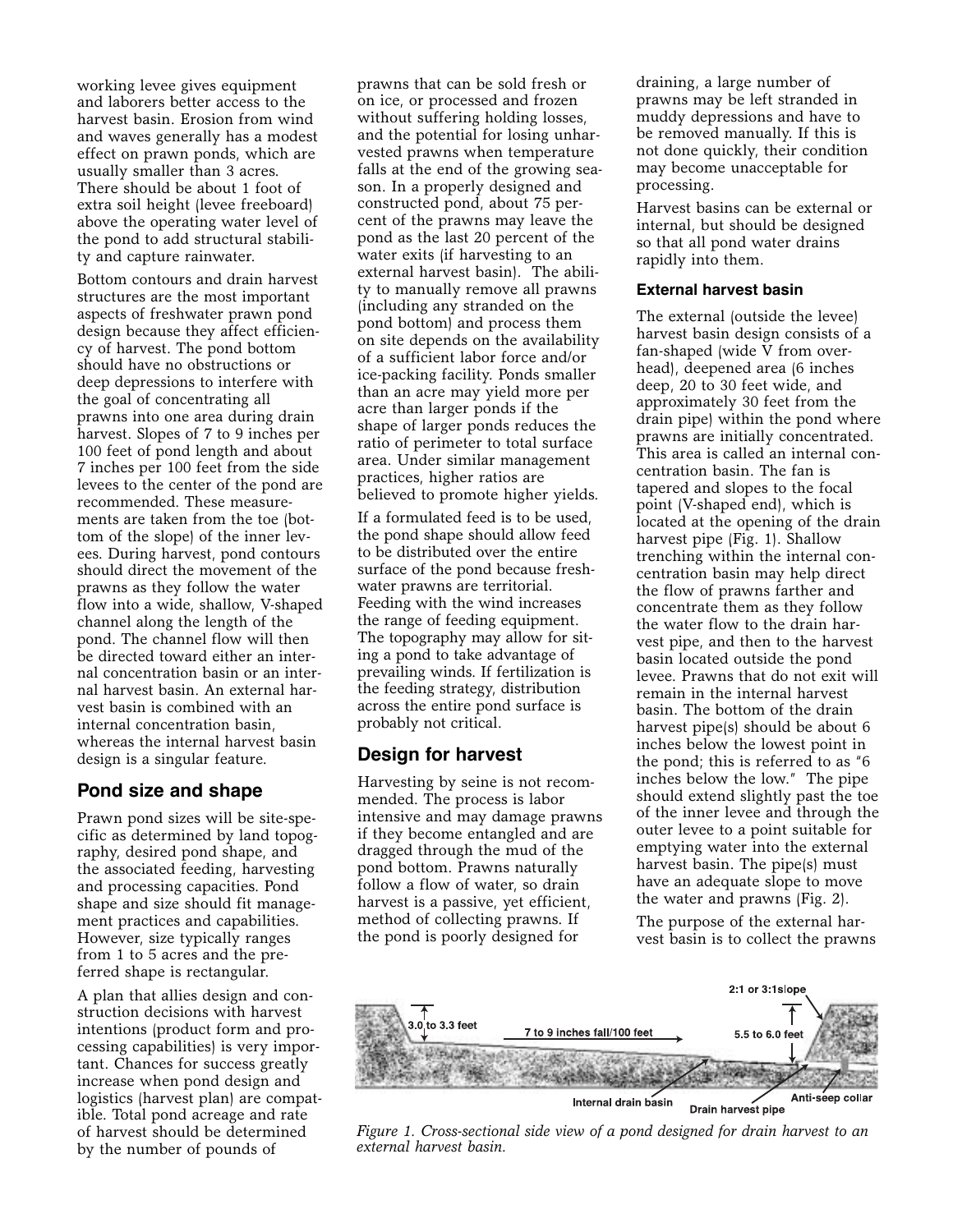working levee gives equipment and laborers better access to the harvest basin. Erosion from wind and waves generally has a modest effect on prawn ponds, which are usually smaller than 3 acres. There should be about 1 foot of extra soil height (levee freeboard) above the operating water level of the pond to add structural stability and capture rainwater.

Bottom contours and drain harvest structures are the most important aspects of freshwater prawn pond design because they affect efficiency of harvest. The pond bottom should have no obstructions or deep depressions to interfere with the goal of concentrating all prawns into one area during drain harvest. Slopes of 7 to 9 inches per 100 feet of pond length and about 7 inches per 100 feet from the side levees to the center of the pond are recommended. These measurements are taken from the toe (bottom of the slope) of the inner levees. During harvest, pond contours should direct the movement of the prawns as they follow the water flow into a wide, shallow, V-shaped channel along the length of the pond. The channel flow will then be directed toward either an internal concentration basin or an internal harvest basin. An external harvest basin is combined with an internal concentration basin, whereas the internal harvest basin design is a singular feature.

## Pond size and shape

Prawn pond sizes will be site-specific as determined by land topography, desired pond shape, and the associated feeding, harvesting and processing capacities. Pond shape and size should fit management practices and capabilities. However, size typically ranges from 1 to 5 acres and the preferred shape is rectangular.

A plan that allies design and construction decisions with harvest intentions (product form and processing capabilities) is very important. Chances for success greatly increase when pond design and logistics (harvest plan) are compatible. Total pond acreage and rate of harvest should be determined by the number of pounds of prawns that can be sold fresh or on ice, or processed and frozen without suffering holding losses, and the potential for losing unharvested prawns when temperature falls at the end of the growing season. In a properly designed and constructed pond, about 75 percent of the prawns may leave the pond as the last 20 percent of the water exits (if harvesting to an external harvest basin). The ability to manually remove all prawns (including any stranded on the pond bottom) and process them on site depends on the availability of a sufficient labor force and/or ice-packing facility. Ponds smaller than an acre may yield more per acre than larger ponds if the shape of larger ponds reduces the ratio of perimeter to total surface area. Under similar management practices, higher ratios are believed to promote higher yields.

If a formulated feed is to be used, the pond shape should allow feed to be distributed over the entire surface of the pond because freshwater prawns are territorial. Feeding with the wind increases the range of feeding equipment. The topography may allow for siting a pond to take advantage of prevailing winds. If fertilization is the feeding strategy, distribution across the entire pond surface is probably not critical.

## Design for harvest

Harvesting by seine is not recommended. The process is labor intensive and may damage prawns if they become entangled and are dragged through the mud of the pond bottom. Prawns naturally follow a flow of water, so drain harvest is a passive, yet efficient, method of collecting prawns. If the pond is poorly designed for draining, a large number of prawns may be left stranded in muddy depressions and have to be removed manually. If this is not done quickly, their condition may become unacceptable for processing.

Harvest basins can be external or internal, but should be designed so that all pond water drains rapidly into them.

### External harvest basin

The external (outside the levee) harvest basin design consists of a fan-shaped (wide V from overhead), deepened area (6 inches deep, 20 to 30 feet wide, and approximately 30 feet from the drain pipe) within the pond where prawns are initially concentrated. This area is called an internal concentration basin. The fan is tapered and slopes to the focal point (V-shaped end), which is located at the opening of the drain harvest pipe (Fig. 1). Shallow trenching within the internal concentration basin may help direct the flow of prawns farther and concentrate them as they follow the water flow to the drain harvest pipe, and then to the harvest basin located outside the pond levee. Prawns that do not exit will remain in the internal harvest basin. The bottom of the drain harvest pipe(s) should be about 6 inches below the lowest point in the pond; this is referred to as "6 inches below the low." The pipe should extend slightly past the toe of the inner levee and through the outer levee to a point suitable for emptying water into the external harvest basin. The pipe(s) must have an adequate slope to move the water and prawns (Fig. 2).

The purpose of the external harvest basin is to collect the prawns

3.0 to 3.3 feet — 7 to 9 inches fall/100 feet — 2:1 or 3:1slope — 5.5 to 6.0 feet — Internal drain basin — Drain harvest pipe — Anti-seep collar

*Figure 1. Cross-sectional side view of a pond designed for drain harvest to an external harvest basin.*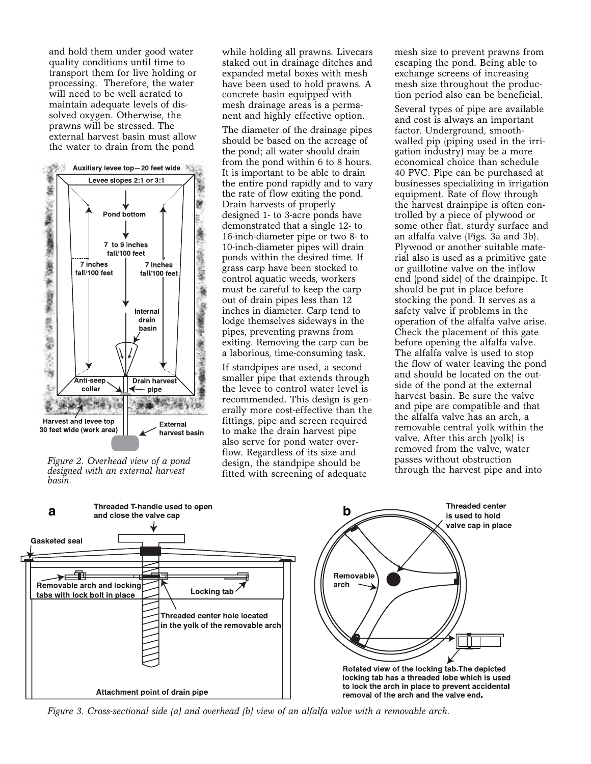and hold them under good water quality conditions until time to transport them for live holding or processing. Therefore, the water will need to be well aerated to maintain adequate levels of dissolved oxygen. Otherwise, the prawns will be stressed. The external harvest basin must allow the water to drain from the pond while holding all prawns. Livecars staked out in drainage ditches and expanded metal boxes with mesh have been used to hold prawns. A concrete basin equipped with mesh drainage areas is a permanent and highly effective option.

*Figure 2. Overhead view of a pond designed with an external harvest basin.*

The diameter of the drainage pipes should be based on the acreage of the pond; all water should drain from the pond within 6 to 8 hours. It is important to be able to drain the entire pond rapidly and to vary the rate of flow exiting the pond. Drain harvests of properly designed 1- to 3-acre ponds have demonstrated that a single 12- to 16-inch-diameter pipe or two 8- to 10-inch-diameter pipes will drain ponds within the desired time. If grass carp have been stocked to control aquatic weeds, workers must be careful to keep the carp out of drain pipes less than 12 inches in diameter. Carp tend to lodge themselves sideways in the pipes, preventing prawns from exiting. Removing the carp can be a laborious, time-consuming task.

If standpipes are used, a second smaller pipe that extends through the levee to control water level is recommended. This design is generally more cost-effective than the fittings, pipe and screen required to make the drain harvest pipe also serve for pond water overflow. Regardless of its size and design, the standpipe should be fitted with screening of adequate mesh size to prevent prawns from escaping the pond. Being able to exchange screens of increasing mesh size throughout the production period also can be beneficial.

Several types of pipe are available and cost is always an important factor. Underground, smooth-walled pip (piping used in the irrigation industry) may be a more economical choice than schedule 40 PVC. Pipe can be purchased at businesses specializing in irrigation equipment. Rate of flow through the harvest drainpipe is often controlled by a piece of plywood or some other flat, sturdy surface and an alfalfa valve (Figs. 3a and 3b). Plywood or another suitable material also is used as a primitive gate or guillotine valve on the inflow end (pond side) of the drainpipe. It should be put in place before stocking the pond. It serves as a safety valve if problems in the operation of the alfalfa valve arise. Check the placement of this gate before opening the alfalfa valve. The alfalfa valve is used to stop the flow of water leaving the pond and should be located on the outside of the pond at the external harvest basin. Be sure the valve and pipe are compatible and that the alfalfa valve has an arch, a removable central yolk within the valve. After this arch (yolk) is removed from the valve, water passes without obstruction through the harvest pipe and into

*Figure 3. Cross-sectional side (a) and overhead (b) view of an alfalfa valve with a removable arch.*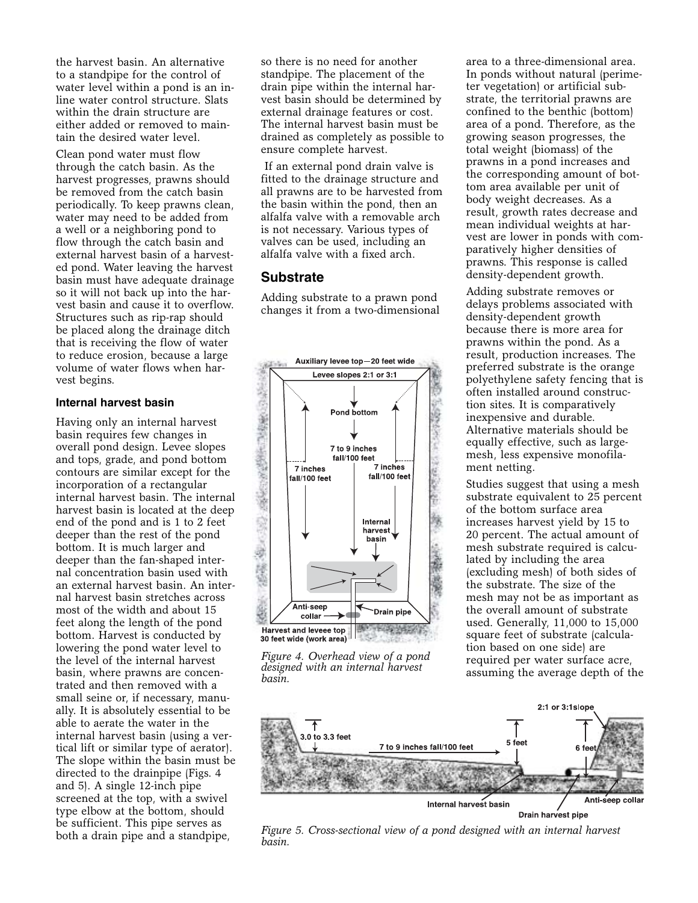the harvest basin. An alternative to a standpipe for the control of water level within a pond is an in-line water control structure. Slats within the drain structure are either added or removed to maintain the desired water level.

Clean pond water must flow through the catch basin. As the harvest progresses, prawns should be removed from the catch basin periodically. To keep prawns clean, water may need to be added from a well or a neighboring pond to flow through the catch basin and external harvest basin of a harvested pond. Water leaving the harvest basin must have adequate drainage so it will not back up into the harvest basin and cause it to overflow. Structures such as rip-rap should be placed along the drainage ditch that is receiving the flow of water to reduce erosion, because a large volume of water flows when harvest begins.

#### Internal harvest basin

Having only an internal harvest basin requires few changes in overall pond design. Levee slopes and tops, grade, and pond bottom contours are similar except for the incorporation of a rectangular internal harvest basin. The internal harvest basin is located at the deep end of the pond and is 1 to 2 feet deeper than the rest of the pond bottom. It is much larger and deeper than the fan-shaped internal concentration basin used with an external harvest basin. An internal harvest basin stretches across most of the width and about 15 feet along the length of the pond bottom. Harvest is conducted by lowering the pond water level to the level of the internal harvest basin, where prawns are concentrated and then removed with a small seine or, if necessary, manually. It is absolutely essential to be able to aerate the water in the internal harvest basin (using a vertical lift or similar type of aerator). The slope within the basin must be directed to the drainpipe (Figs. 4 and 5). A single 12-inch pipe screened at the top, with a swivel type elbow at the bottom, should be sufficient. This pipe serves as both a drain pipe and a standpipe, so there is no need for another standpipe. The placement of the drain pipe within the internal harvest basin should be determined by external drainage features or cost. The internal harvest basin must be drained as completely as possible to ensure complete harvest.

If an external pond drain valve is fitted to the drainage structure and all prawns are to be harvested from the basin within the pond, then an alfalfa valve with a removable arch is not necessary. Various types of valves can be used, including an alfalfa valve with a fixed arch.

### Substrate

Adding substrate to a prawn pond changes it from a two-dimensional area to a three-dimensional area. In ponds without natural (perimeter vegetation) or artificial substrate, the territorial prawns are confined to the benthic (bottom) area of a pond. Therefore, as the growing season progresses, the total weight (biomass) of the prawns in a pond increases and the corresponding amount of bottom area available per unit of body weight decreases. As a result, growth rates decrease and mean individual weights at harvest are lower in ponds with comparatively higher densities of prawns. This response is called density-dependent growth.

Adding substrate removes or delays problems associated with density-dependent growth because there is more area for prawns within the pond. As a result, production increases. The preferred substrate is the orange polyethylene safety fencing that is often installed around construction sites. It is comparatively inexpensive and durable. Alternative materials should be equally effective, such as large-mesh, less expensive monofilament netting.

Studies suggest that using a mesh substrate equivalent to 25 percent of the bottom surface area increases harvest yield by 15 to 20 percent. The actual amount of mesh substrate required is calculated by including the area (excluding mesh) of both sides of the substrate. The size of the mesh may not be as important as the overall amount of substrate used. Generally, 11,000 to 15,000 square feet of substrate (calculation based on one side) are required per water surface acre, assuming the average depth of the

*Figure 4. Overhead view of a pond designed with an internal harvest basin.*

*Figure 5. Cross-sectional view of a pond designed with an internal harvest basin.*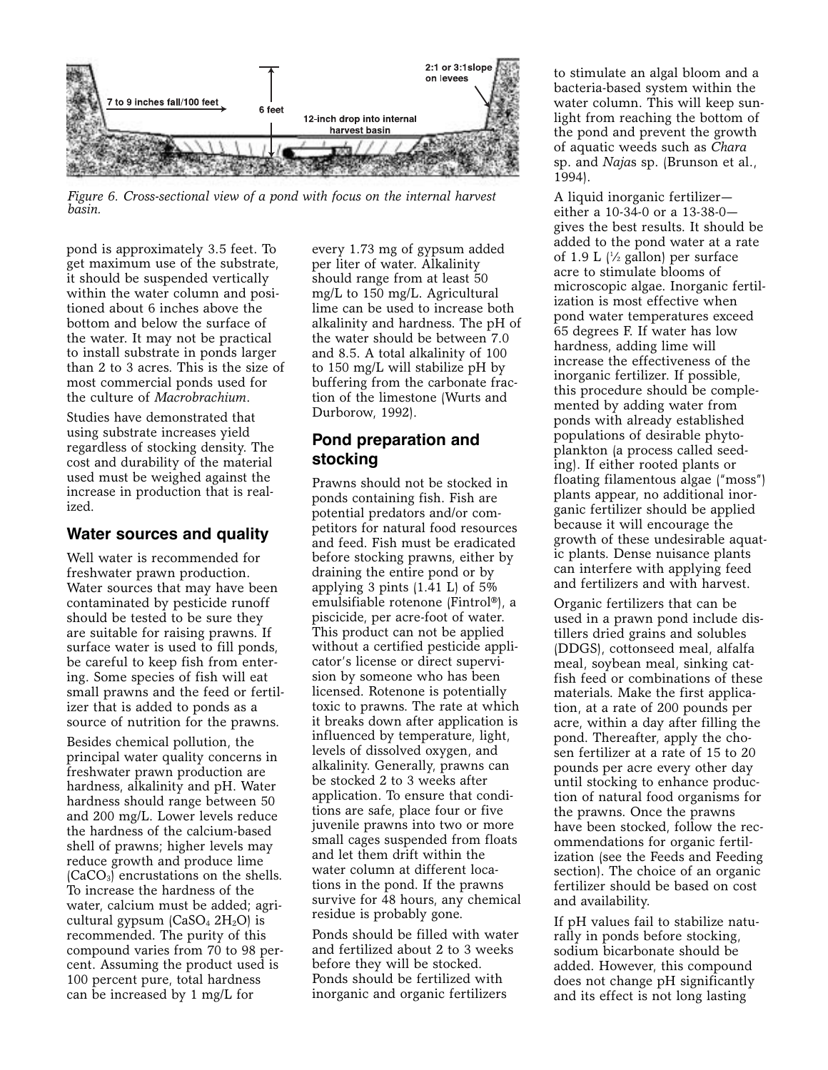*Figure 6. Cross-sectional view of a pond with focus on the internal harvest basin.*

pond is approximately 3.5 feet. To get maximum use of the substrate, it should be suspended vertically within the water column and positioned about 6 inches above the bottom and below the surface of the water. It may not be practical to install substrate in ponds larger than 2 to 3 acres. This is the size of most commercial ponds used for the culture of *Macrobrachium*.

Studies have demonstrated that using substrate increases yield regardless of stocking density. The cost and durability of the material used must be weighed against the increase in production that is realized.

## Water sources and quality

Well water is recommended for freshwater prawn production. Water sources that may have been contaminated by pesticide runoff should be tested to be sure they are suitable for raising prawns. If surface water is used to fill ponds, be careful to keep fish from entering. Some species of fish will eat small prawns and the feed or fertilizer that is added to ponds as a source of nutrition for the prawns.

Besides chemical pollution, the principal water quality concerns in freshwater prawn production are hardness, alkalinity and pH. Water hardness should range between 50 and 200 mg/L. Lower levels reduce the hardness of the calcium-based shell of prawns; higher levels may reduce growth and produce lime ($CaCO_3$) encrustations on the shells. To increase the hardness of the water, calcium must be added; agricultural gypsum ($CaSO_4\ 2H_2O$) is recommended. The purity of this compound varies from 70 to 98 percent. Assuming the product used is 100 percent pure, total hardness can be increased by 1 mg/L for every 1.73 mg of gypsum added per liter of water. Alkalinity should range from at least 50 mg/L to 150 mg/L. Agricultural lime can be used to increase both alkalinity and hardness. The pH of the water should be between 7.0 and 8.5. A total alkalinity of 100 to 150 mg/L will stabilize pH by buffering from the carbonate fraction of the limestone (Wurts and Durborow, 1992).

## Pond preparation and stocking

Prawns should not be stocked in ponds containing fish. Fish are potential predators and/or competitors for natural food resources and feed. Fish must be eradicated before stocking prawns, either by draining the entire pond or by applying 3 pints (1.41 L) of 5% emulsifiable rotenone (Fintrol®), a piscicide, per acre-foot of water. This product can not be applied without a certified pesticide applicator's license or direct supervision by someone who has been licensed. Rotenone is potentially toxic to prawns. The rate at which it breaks down after application is influenced by temperature, light, levels of dissolved oxygen, and alkalinity. Generally, prawns can be stocked 2 to 3 weeks after application. To ensure that conditions are safe, place four or five juvenile prawns into two or more small cages suspended from floats and let them drift within the water column at different locations in the pond. If the prawns survive for 48 hours, any chemical residue is probably gone.

Ponds should be filled with water and fertilized about 2 to 3 weeks before they will be stocked. Ponds should be fertilized with inorganic and organic fertilizers to stimulate an algal bloom and a bacteria-based system within the water column. This will keep sunlight from reaching the bottom of the pond and prevent the growth of aquatic weeds such as *Chara* sp. and *Najas* sp. (Brunson et al., 1994).

A liquid inorganic fertilizer—either a 10-34-0 or a 13-38-0—gives the best results. It should be added to the pond water at a rate of 1.9 L (½ gallon) per surface acre to stimulate blooms of microscopic algae. Inorganic fertilization is most effective when pond water temperatures exceed 65 degrees F. If water has low hardness, adding lime will increase the effectiveness of the inorganic fertilizer. If possible, this procedure should be complemented by adding water from ponds with already established populations of desirable phytoplankton (a process called seeding). If either rooted plants or floating filamentous algae ("moss") plants appear, no additional inorganic fertilizer should be applied because it will encourage the growth of these undesirable aquatic plants. Dense nuisance plants can interfere with applying feed and fertilizers and with harvest.

Organic fertilizers that can be used in a prawn pond include distillers dried grains and solubles (DDGS), cottonseed meal, alfalfa meal, soybean meal, sinking catfish feed or combinations of these materials. Make the first application, at a rate of 200 pounds per acre, within a day after filling the pond. Thereafter, apply the chosen fertilizer at a rate of 15 to 20 pounds per acre every other day until stocking to enhance production of natural food organisms for the prawns. Once the prawns have been stocked, follow the recommendations for organic fertilization (see the Feeds and Feeding section). The choice of an organic fertilizer should be based on cost and availability.

If pH values fail to stabilize naturally in ponds before stocking, sodium bicarbonate should be added. However, this compound does not change pH significantly and its effect is not long lasting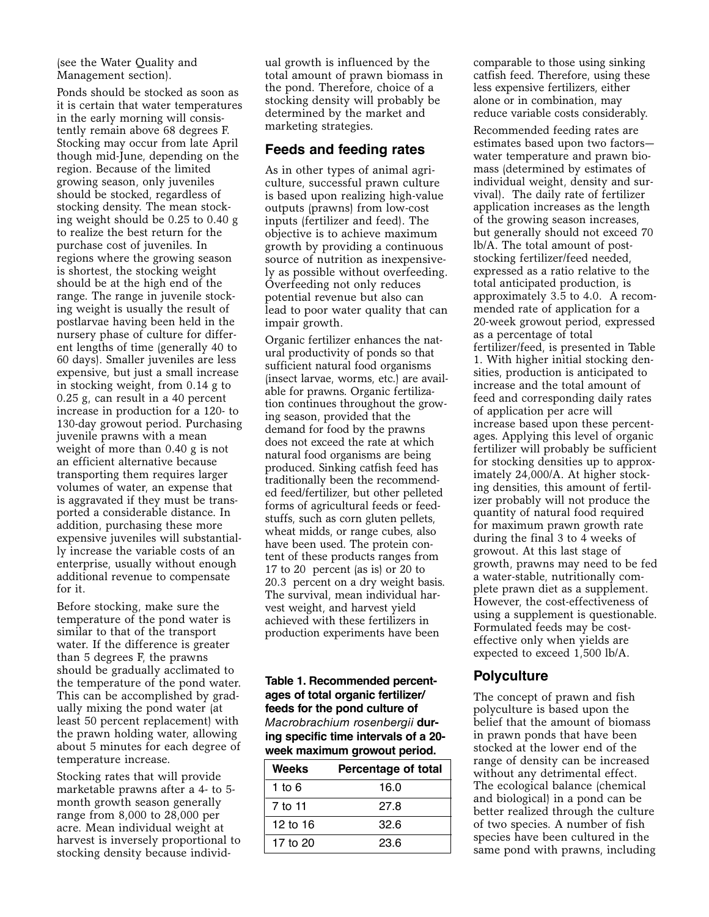(see the Water Quality and Management section).

Ponds should be stocked as soon as it is certain that water temperatures in the early morning will consistently remain above 68 degrees F. Stocking may occur from late April though mid-June, depending on the region. Because of the limited growing season, only juveniles should be stocked, regardless of stocking density. The mean stocking weight should be 0.25 to 0.40 g to realize the best return for the purchase cost of juveniles. In regions where the growing season is shortest, the stocking weight should be at the high end of the range. The range in juvenile stocking weight is usually the result of postlarvae having been held in the nursery phase of culture for different lengths of time (generally 40 to 60 days). Smaller juveniles are less expensive, but just a small increase in stocking weight, from 0.14 g to 0.25 g, can result in a 40 percent increase in production for a 120- to 130-day growout period. Purchasing juvenile prawns with a mean weight of more than 0.40 g is not an efficient alternative because transporting them requires larger volumes of water, an expense that is aggravated if they must be transported a considerable distance. In addition, purchasing these more expensive juveniles will substantially increase the variable costs of an enterprise, usually without enough additional revenue to compensate for it.

Before stocking, make sure the temperature of the pond water is similar to that of the transport water. If the difference is greater than 5 degrees F, the prawns should be gradually acclimated to the temperature of the pond water. This can be accomplished by gradually mixing the pond water (at least 50 percent replacement) with the prawn holding water, allowing about 5 minutes for each degree of temperature increase.

Stocking rates that will provide marketable prawns after a 4- to 5-month growth season generally range from 8,000 to 28,000 per acre. Mean individual weight at harvest is inversely proportional to stocking density because individual growth is influenced by the total amount of prawn biomass in the pond. Therefore, choice of a stocking density will probably be determined by the market and marketing strategies.

## Feeds and feeding rates

As in other types of animal agriculture, successful prawn culture is based upon realizing high-value outputs (prawns) from low-cost inputs (fertilizer and feed). The objective is to achieve maximum growth by providing a continuous source of nutrition as inexpensively as possible without overfeeding. Overfeeding not only reduces potential revenue but also can lead to poor water quality that can impair growth.

Organic fertilizer enhances the natural productivity of ponds so that sufficient natural food organisms (insect larvae, worms, etc.) are available for prawns. Organic fertilization continues throughout the growing season, provided that the demand for food by the prawns does not exceed the rate at which natural food organisms are being produced. Sinking catfish feed has traditionally been the recommended feed/fertilizer, but other pelleted forms of agricultural feeds or feedstuffs, such as corn gluten pellets, wheat midds, or range cubes, also have been used. The protein content of these products ranges from 17 to 20 percent (as is) or 20 to 20.3 percent on a dry weight basis. The survival, mean individual harvest weight, and harvest yield achieved with these fertilizers in production experiments have been comparable to those using sinking catfish feed. Therefore, using these less expensive fertilizers, either alone or in combination, may reduce variable costs considerably.

Recommended feeding rates are estimates based upon two factors—water temperature and prawn biomass (determined by estimates of individual weight, density and survival). The daily rate of fertilizer application increases as the length of the growing season increases, but generally should not exceed 70 lb/A. The total amount of post-stocking fertilizer/feed needed, expressed as a ratio relative to the total anticipated production, is approximately 3.5 to 4.0. A recommended rate of application for a 20-week growout period, expressed as a percentage of total fertilizer/feed, is presented in Table 1. With higher initial stocking densities, production is anticipated to increase and the total amount of feed and corresponding daily rates of application per acre will increase based upon these percentages. Applying this level of organic fertilizer will probably be sufficient for stocking densities up to approximately 24,000/A. At higher stocking densities, this amount of fertilizer probably will not produce the quantity of natural food required for maximum prawn growth rate during the final 3 to 4 weeks of growout. At this last stage of growth, prawns may need to be fed a water-stable, nutritionally complete prawn diet as a supplement. However, the cost-effectiveness of using a supplement is questionable. Formulated feeds may be cost-effective only when yields are expected to exceed 1,500 lb/A.

**Table 1. Recommended percentages of total organic fertilizer/feeds for the pond culture of *Macrobrachium rosenbergii* during specific time intervals of a 20-week maximum growout period.**

| Weeks | Percentage of total |
|---|---|
| 1 to 6 | 16.0 |
| 7 to 11 | 27.8 |
| 12 to 16 | 32.6 |
| 17 to 20 | 23.6 |

## Polyculture

The concept of prawn and fish polyculture is based upon the belief that the amount of biomass in prawn ponds that have been stocked at the lower end of the range of density can be increased without any detrimental effect. The ecological balance (chemical and biological) in a pond can be better realized through the culture of two species. A number of fish species have been cultured in the same pond with prawns, including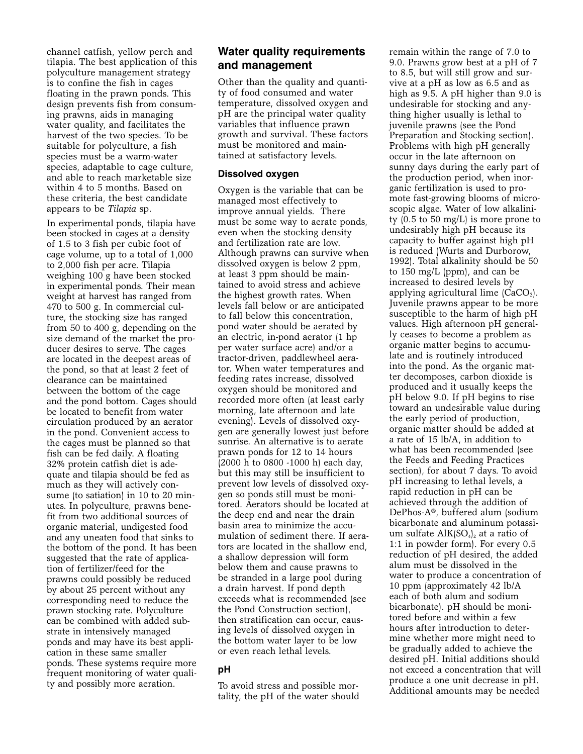channel catfish, yellow perch and tilapia. The best application of this polyculture management strategy is to confine the fish in cages floating in the prawn ponds. This design prevents fish from consuming prawns, aids in managing water quality, and facilitates the harvest of the two species. To be suitable for polyculture, a fish species must be a warm-water species, adaptable to cage culture, and able to reach marketable size within 4 to 5 months. Based on these criteria, the best candidate appears to be *Tilapia* sp.

In experimental ponds, tilapia have been stocked in cages at a density of 1.5 to 3 fish per cubic foot of cage volume, up to a total of 1,000 to 2,000 fish per acre. Tilapia weighing 100 g have been stocked in experimental ponds. Their mean weight at harvest has ranged from 470 to 500 g. In commercial culture, the stocking size has ranged from 50 to 400 g, depending on the size demand of the market the producer desires to serve. The cages are located in the deepest areas of the pond, so that at least 2 feet of clearance can be maintained between the bottom of the cage and the pond bottom. Cages should be located to benefit from water circulation produced by an aerator in the pond. Convenient access to the cages must be planned so that fish can be fed daily. A floating 32% protein catfish diet is adequate and tilapia should be fed as much as they will actively consume (to satiation) in 10 to 20 minutes. In polyculture, prawns benefit from two additional sources of organic material, undigested food and any uneaten food that sinks to the bottom of the pond. It has been suggested that the rate of application of fertilizer/feed for the prawns could possibly be reduced by about 25 percent without any corresponding need to reduce the prawn stocking rate. Polyculture can be combined with added substrate in intensively managed ponds and may have its best application in these same smaller ponds. These systems require more frequent monitoring of water quality and possibly more aeration.

## Water quality requirements and management

Other than the quality and quantity of food consumed and water temperature, dissolved oxygen and pH are the principal water quality variables that influence prawn growth and survival. These factors must be monitored and maintained at satisfactory levels.

### Dissolved oxygen

Oxygen is the variable that can be managed most effectively to improve annual yields. There must be some way to aerate ponds, even when the stocking density and fertilization rate are low. Although prawns can survive when dissolved oxygen is below 2 ppm, at least 3 ppm should be maintained to avoid stress and achieve the highest growth rates. When levels fall below or are anticipated to fall below this concentration, pond water should be aerated by an electric, in-pond aerator (1 hp per water surface acre) and/or a tractor-driven, paddlewheel aerator. When water temperatures and feeding rates increase, dissolved oxygen should be monitored and recorded more often (at least early morning, late afternoon and late evening). Levels of dissolved oxygen are generally lowest just before sunrise. An alternative is to aerate prawn ponds for 12 to 14 hours (2000 h to 0800 -1000 h) each day, but this may still be insufficient to prevent low levels of dissolved oxygen so ponds still must be monitored. Aerators should be located at the deep end and near the drain basin area to minimize the accumulation of sediment there. If aerators are located in the shallow end, a shallow depression will form below them and cause prawns to be stranded in a large pool during a drain harvest. If pond depth exceeds what is recommended (see the Pond Construction section), then stratification can occur, causing levels of dissolved oxygen in the bottom water layer to be low or even reach lethal levels.

### pH

To avoid stress and possible mortality, the pH of the water should remain within the range of 7.0 to 9.0. Prawns grow best at a pH of 7 to 8.5, but will still grow and survive at a pH as low as 6.5 and as high as 9.5. A pH higher than 9.0 is undesirable for stocking and anything higher usually is lethal to juvenile prawns (see the Pond Preparation and Stocking section). Problems with high pH generally occur in the late afternoon on sunny days during the early part of the production period, when inorganic fertilization is used to promote fast-growing blooms of microscopic algae. Water of low alkalinity (0.5 to 50 mg/L) is more prone to undesirably high pH because its capacity to buffer against high pH is reduced (Wurts and Durborow, 1992). Total alkalinity should be 50 to 150 mg/L (ppm), and can be increased to desired levels by applying agricultural lime ($CaCO_3$). Juvenile prawns appear to be more susceptible to the harm of high pH values. High afternoon pH generally ceases to become a problem as organic matter begins to accumulate and is routinely introduced into the pond. As the organic matter decomposes, carbon dioxide is produced and it usually keeps the pH below 9.0. If pH begins to rise toward an undesirable value during the early period of production, organic matter should be added at a rate of 15 lb/A, in addition to what has been recommended (see the Feeds and Feeding Practices section), for about 7 days. To avoid pH increasing to lethal levels, a rapid reduction in pH can be achieved through the addition of DePhos-A®, buffered alum (sodium bicarbonate and aluminum potassium sulfate $AlK(SO_4)_2$ at a ratio of 1:1 in powder form). For every 0.5 reduction of pH desired, the added alum must be dissolved in the water to produce a concentration of 10 ppm (approximately 42 lb/A each of both alum and sodium bicarbonate). pH should be monitored before and within a few hours after introduction to determine whether more might need to be gradually added to achieve the desired pH. Initial additions should not exceed a concentration that will produce a one unit decrease in pH. Additional amounts may be needed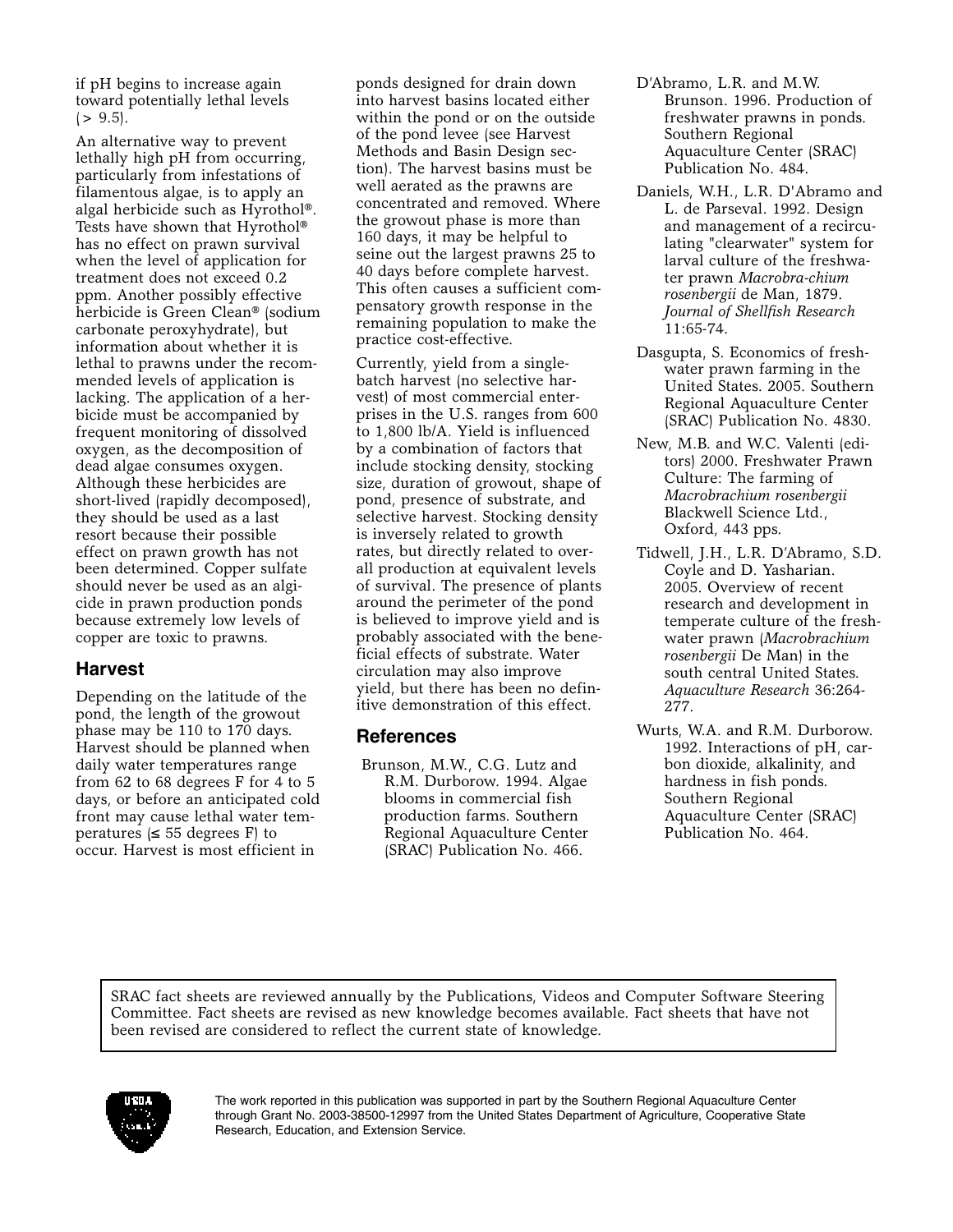if pH begins to increase again toward potentially lethal levels (> 9.5).

An alternative way to prevent lethally high pH from occurring, particularly from infestations of filamentous algae, is to apply an algal herbicide such as Hyrothol®. Tests have shown that Hyrothol® has no effect on prawn survival when the level of application for treatment does not exceed 0.2 ppm. Another possibly effective herbicide is Green Clean® (sodium carbonate peroxyhydrate), but information about whether it is lethal to prawns under the recommended levels of application is lacking. The application of a herbicide must be accompanied by frequent monitoring of dissolved oxygen, as the decomposition of dead algae consumes oxygen. Although these herbicides are short-lived (rapidly decomposed), they should be used as a last resort because their possible effect on prawn growth has not been determined. Copper sulfate should never be used as an algicide in prawn production ponds because extremely low levels of copper are toxic to prawns.

## Harvest

Depending on the latitude of the pond, the length of the growout phase may be 110 to 170 days. Harvest should be planned when daily water temperatures range from 62 to 68 degrees F for 4 to 5 days, or before an anticipated cold front may cause lethal water temperatures (≤ 55 degrees F) to occur. Harvest is most efficient in ponds designed for drain down into harvest basins located either within the pond or on the outside of the pond levee (see Harvest Methods and Basin Design section). The harvest basins must be well aerated as the prawns are concentrated and removed. Where the growout phase is more than 160 days, it may be helpful to seine out the largest prawns 25 to 40 days before complete harvest. This often causes a sufficient compensatory growth response in the remaining population to make the practice cost-effective.

Currently, yield from a single-batch harvest (no selective harvest) of most commercial enterprises in the U.S. ranges from 600 to 1,800 lb/A. Yield is influenced by a combination of factors that include stocking density, stocking size, duration of growout, shape of pond, presence of substrate, and selective harvest. Stocking density is inversely related to growth rates, but directly related to overall production at equivalent levels of survival. The presence of plants around the perimeter of the pond is believed to improve yield and is probably associated with the beneficial effects of substrate. Water circulation may also improve yield, but there has been no definitive demonstration of this effect.

## References

Brunson, M.W., C.G. Lutz and R.M. Durborow. 1994. Algae blooms in commercial fish production farms. Southern Regional Aquaculture Center (SRAC) Publication No. 466.

D'Abramo, L.R. and M.W. Brunson. 1996. Production of freshwater prawns in ponds. Southern Regional Aquaculture Center (SRAC) Publication No. 484.

Daniels, W.H., L.R. D'Abramo and L. de Parseval. 1992. Design and management of a recirculating "clearwater" system for larval culture of the freshwater prawn *Macrobra-chium rosenbergii* de Man, 1879. *Journal of Shellfish Research* 11:65-74.

Dasgupta, S. Economics of freshwater prawn farming in the United States. 2005. Southern Regional Aquaculture Center (SRAC) Publication No. 4830.

New, M.B. and W.C. Valenti (editors) 2000. Freshwater Prawn Culture: The farming of *Macrobrachium rosenbergii* Blackwell Science Ltd., Oxford, 443 pps.

Tidwell, J.H., L.R. D'Abramo, S.D. Coyle and D. Yasharian. 2005. Overview of recent research and development in temperate culture of the freshwater prawn (*Macrobrachium rosenbergii* De Man) in the south central United States. *Aquaculture Research* 36:264-277.

Wurts, W.A. and R.M. Durborow. 1992. Interactions of pH, carbon dioxide, alkalinity, and hardness in fish ponds. Southern Regional Aquaculture Center (SRAC) Publication No. 464.

SRAC fact sheets are reviewed annually by the Publications, Videos and Computer Software Steering Committee. Fact sheets are revised as new knowledge becomes available. Fact sheets that have not been revised are considered to reflect the current state of knowledge.

The work reported in this publication was supported in part by the Southern Regional Aquaculture Center through Grant No. 2003-38500-12997 from the United States Department of Agriculture, Cooperative State Research, Education, and Extension Service.